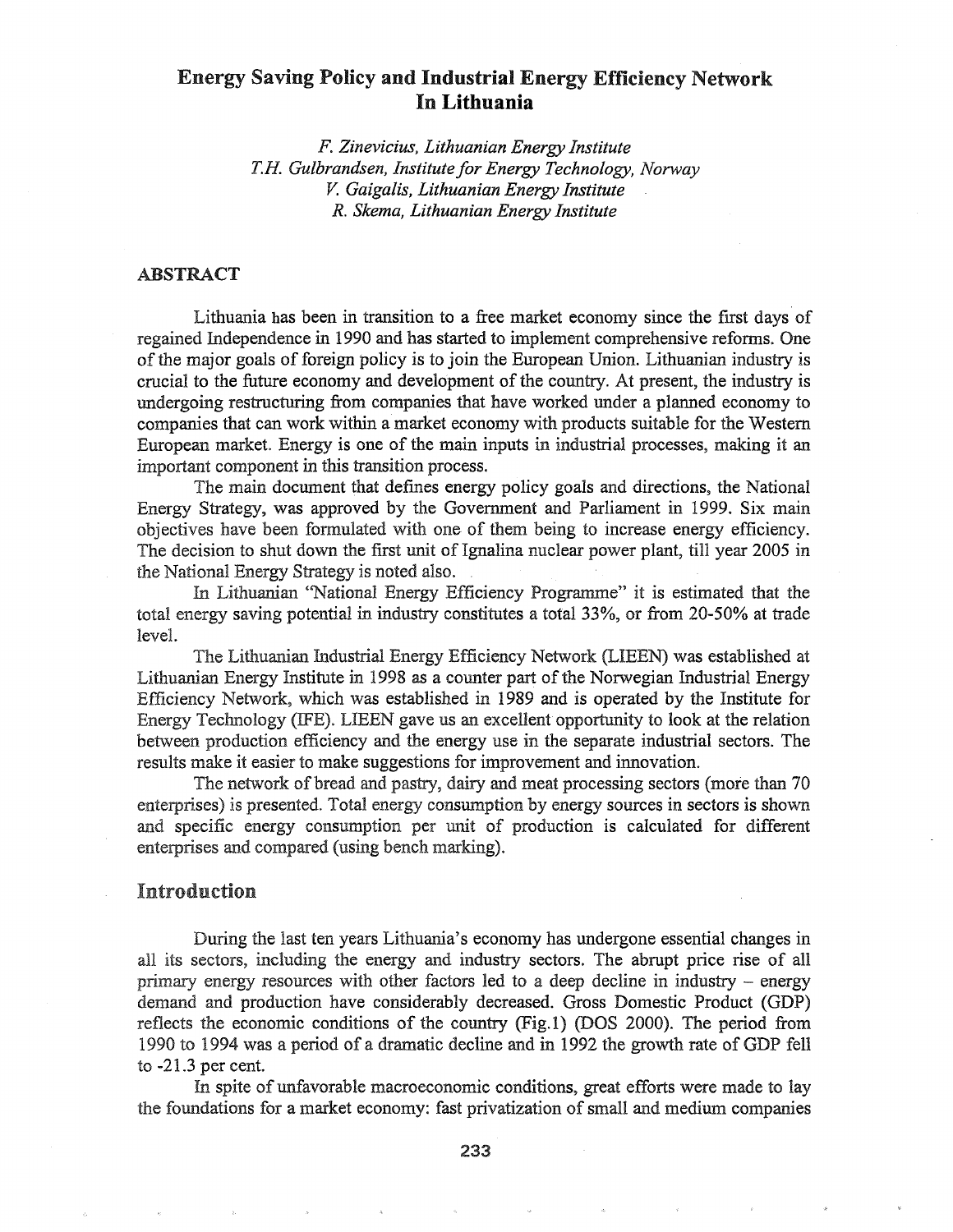# Energy Saving Policy and Industrial Energy Efficiency Network In Lithuania

*F. Zinevicius, Lithuanian Energy Institute*
*T.H. Gulbrandsen, Institute for Energy Technology, Norway*
*V. Gaigalis, Lithuanian Energy Institute*
*R. Skema, Lithuanian Energy Institute*

## ABSTRACT

Lithuania has been in transition to a free market economy since the first days of regained Independence in 1990 and has started to implement comprehensive reforms. One of the major goals of foreign policy is to join the European Union. Lithuanian industry is crucial to the future economy and development of the country. At present, the industry is undergoing restructuring from companies that have worked under a planned economy to companies that can work within a market economy with products suitable for the Western European market. Energy is one of the main inputs in industrial processes, making it an important component in this transition process.

The main document that defines energy policy goals and directions, the National Energy Strategy, was approved by the Government and Parliament in 1999. Six main objectives have been formulated with one of them being to increase energy efficiency. The decision to shut down the first unit of Ignalina nuclear power plant, till year 2005 in the National Energy Strategy is noted also.

In Lithuanian "National Energy Efficiency Programme" it is estimated that the total energy saving potential in industry constitutes a total 33%, or from 20-50% at trade level.

The Lithuanian Industrial Energy Efficiency Network (LIEEN) was established at Lithuanian Energy Institute in 1998 as a counter part of the Norwegian Industrial Energy Efficiency Network, which was established in 1989 and is operated by the Institute for Energy Technology (IFE). LIEEN gave us an excellent opportunity to look at the relation between production efficiency and the energy use in the separate industrial sectors. The results make it easier to make suggestions for improvement and innovation.

The network of bread and pastry, dairy and meat processing sectors (more than 70 enterprises) is presented. Total energy consumption by energy sources in sectors is shown and specific energy consumption per unit of production is calculated for different enterprises and compared (using bench marking).

## Introduction

During the last ten years Lithuania's economy has undergone essential changes in all its sectors, including the energy and industry sectors. The abrupt price rise of all primary energy resources with other factors led to a deep decline in industry – energy demand and production have considerably decreased. Gross Domestic Product (GDP) reflects the economic conditions of the country (Fig.1) (DOS 2000). The period from 1990 to 1994 was a period of a dramatic decline and in 1992 the growth rate of GDP fell to -21.3 per cent.

In spite of unfavorable macroeconomic conditions, great efforts were made to lay the foundations for a market economy: fast privatization of small and medium companies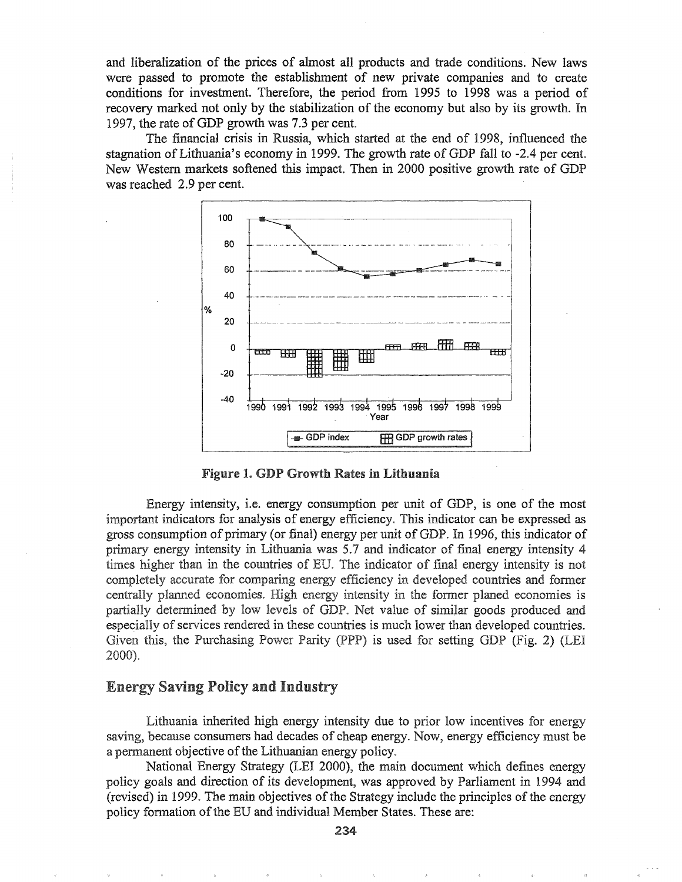and liberalization of the prices of almost all products and trade conditions. New laws were passed to promote the establishment of new private companies and to create conditions for investment. Therefore, the period from 1995 to 1998 was a period of recovery marked not only by the stabilization of the economy but also by its growth. In 1997, the rate of GDP growth was 7.3 per cent.

The financial crisis in Russia, which started at the end of 1998, influenced the stagnation of Lithuania's economy in 1999. The growth rate of GDP fall to -2.4 per cent. New Western markets softened this impact. Then in 2000 positive growth rate of GDP was reached 2.9 per cent.

**Figure 1. GDP Growth Rates in Lithuania**

Energy intensity, i.e. energy consumption per unit of GDP, is one of the most important indicators for analysis of energy efficiency. This indicator can be expressed as gross consumption of primary (or final) energy per unit of GDP. In 1996, this indicator of primary energy intensity in Lithuania was 5.7 and indicator of final energy intensity 4 times higher than in the countries of EU. The indicator of final energy intensity is not completely accurate for comparing energy efficiency in developed countries and former centrally planned economies. High energy intensity in the former planed economies is partially determined by low levels of GDP. Net value of similar goods produced and especially of services rendered in these countries is much lower than developed countries. Given this, the Purchasing Power Parity (PPP) is used for setting GDP (Fig. 2) (LEI 2000).

## Energy Saving Policy and Industry

Lithuania inherited high energy intensity due to prior low incentives for energy saving, because consumers had decades of cheap energy. Now, energy efficiency must be a permanent objective of the Lithuanian energy policy.

National Energy Strategy (LEI 2000), the main document which defines energy policy goals and direction of its development, was approved by Parliament in 1994 and (revised) in 1999. The main objectives of the Strategy include the principles of the energy policy formation of the EU and individual Member States. These are: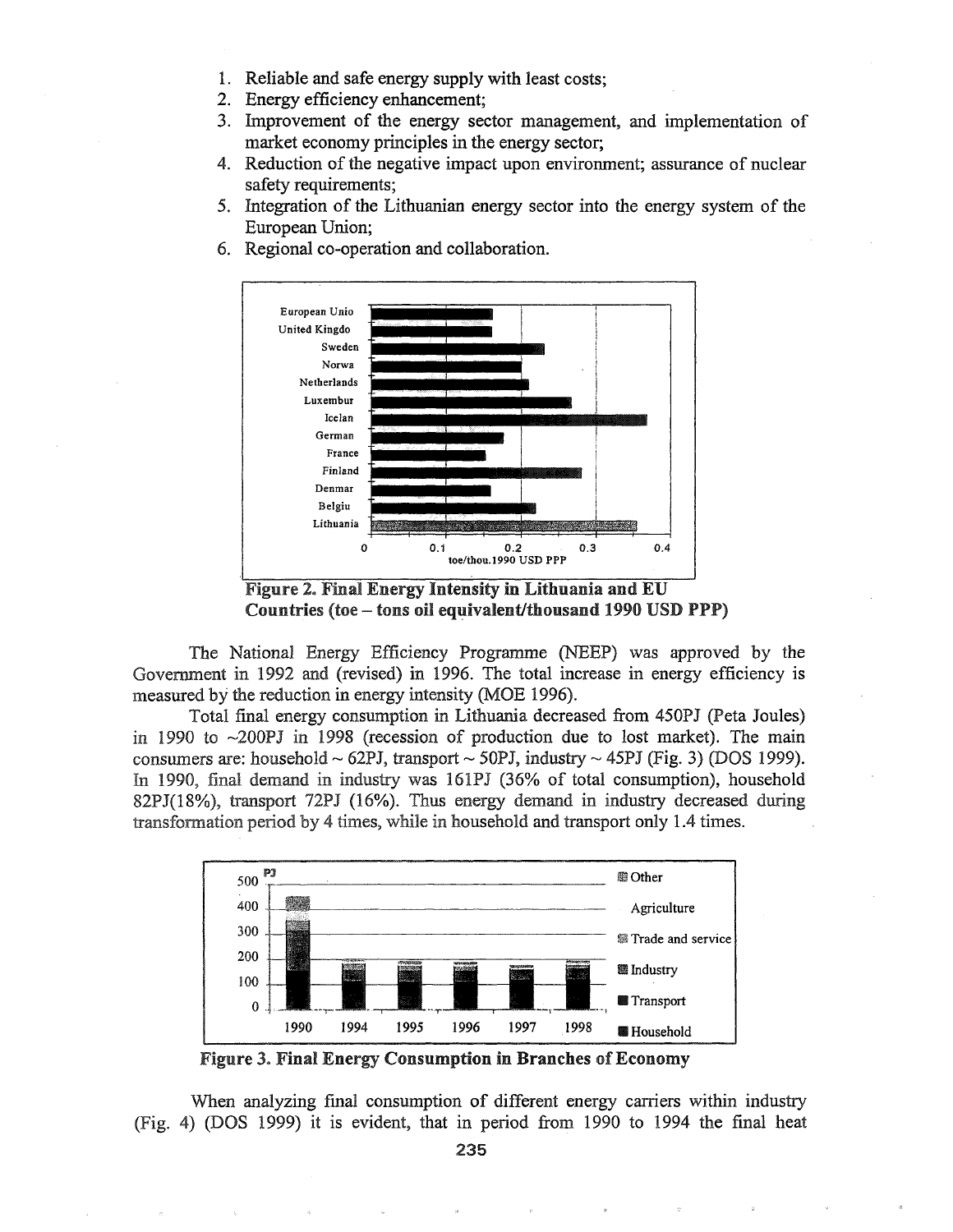1. Reliable and safe energy supply with least costs;
2. Energy efficiency enhancement;
3. Improvement of the energy sector management, and implementation of market economy principles in the energy sector;
4. Reduction of the negative impact upon environment; assurance of nuclear safety requirements;
5. Integration of the Lithuanian energy sector into the energy system of the European Union;
6. Regional co-operation and collaboration.

**Figure 2. Final Energy Intensity in Lithuania and EU Countries (toe – tons oil equivalent/thousand 1990 USD PPP)**

The National Energy Efficiency Programme (NEEP) was approved by the Government in 1992 and (revised) in 1996. The total increase in energy efficiency is measured by the reduction in energy intensity (MOE 1996).

Total final energy consumption in Lithuania decreased from 450PJ (Peta Joules) in 1990 to ~200PJ in 1998 (recession of production due to lost market). The main consumers are: household ~ 62PJ, transport ~ 50PJ, industry ~ 45PJ (Fig. 3) (DOS 1999). In 1990, final demand in industry was 161PJ (36% of total consumption), household 82PJ(18%), transport 72PJ (16%). Thus energy demand in industry decreased during transformation period by 4 times, while in household and transport only 1.4 times.

**Figure 3. Final Energy Consumption in Branches of Economy**

When analyzing final consumption of different energy carriers within industry (Fig. 4) (DOS 1999) it is evident, that in period from 1990 to 1994 the final heat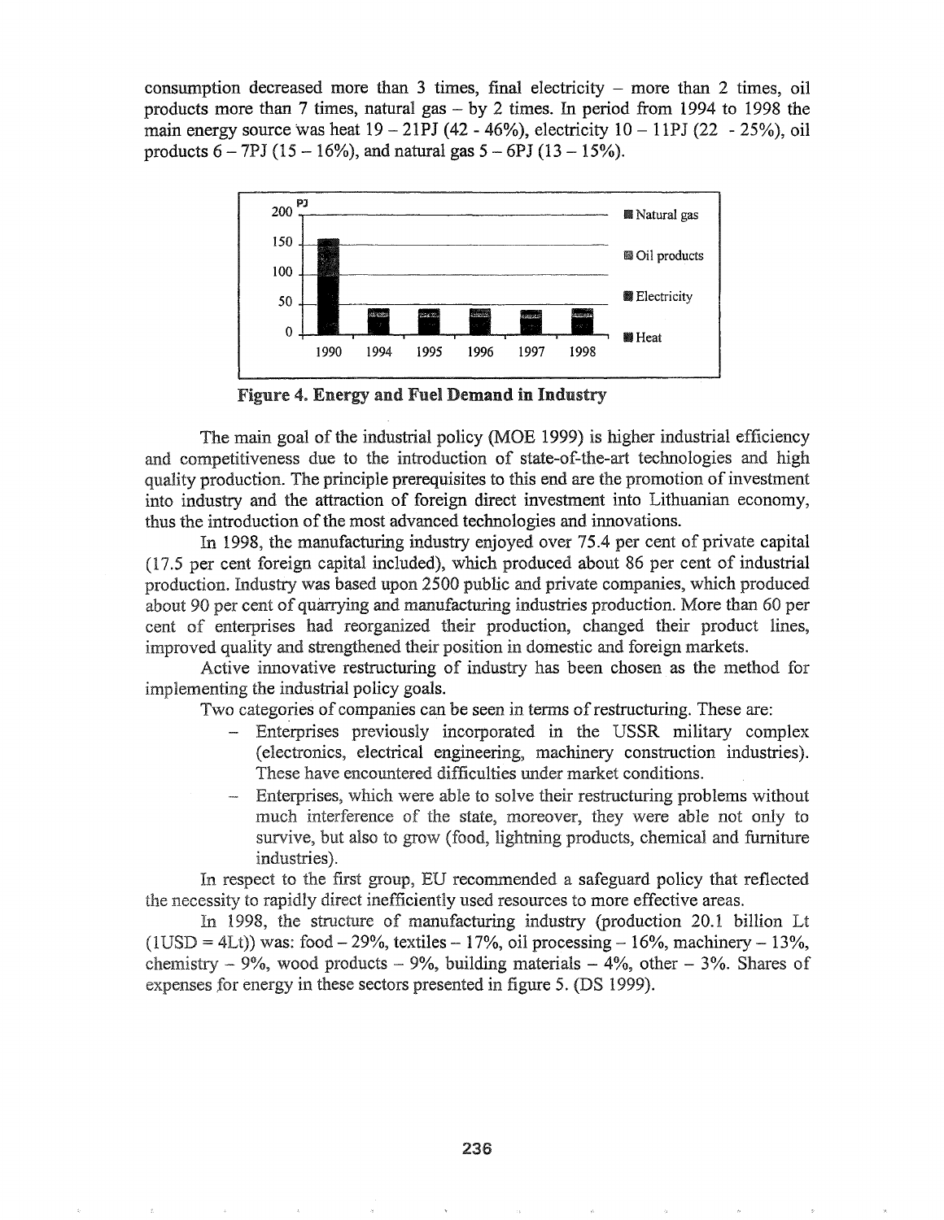consumption decreased more than 3 times, final electricity – more than 2 times, oil products more than 7 times, natural gas – by 2 times. In period from 1994 to 1998 the main energy source was heat 19 – 21PJ (42 - 46%), electricity 10 – 11PJ (22 - 25%), oil products 6 – 7PJ (15 – 16%), and natural gas 5 – 6PJ (13 – 15%).

**Figure 4. Energy and Fuel Demand in Industry**

The main goal of the industrial policy (MOE 1999) is higher industrial efficiency and competitiveness due to the introduction of state-of-the-art technologies and high quality production. The principle prerequisites to this end are the promotion of investment into industry and the attraction of foreign direct investment into Lithuanian economy, thus the introduction of the most advanced technologies and innovations.

In 1998, the manufacturing industry enjoyed over 75.4 per cent of private capital (17.5 per cent foreign capital included), which produced about 86 per cent of industrial production. Industry was based upon 2500 public and private companies, which produced about 90 per cent of quarrying and manufacturing industries production. More than 60 per cent of enterprises had reorganized their production, changed their product lines, improved quality and strengthened their position in domestic and foreign markets.

Active innovative restructuring of industry has been chosen as the method for implementing the industrial policy goals.

Two categories of companies can be seen in terms of restructuring. These are:

- Enterprises previously incorporated in the USSR military complex (electronics, electrical engineering, machinery construction industries). These have encountered difficulties under market conditions.
- Enterprises, which were able to solve their restructuring problems without much interference of the state, moreover, they were able not only to survive, but also to grow (food, lightning products, chemical and furniture industries).

In respect to the first group, EU recommended a safeguard policy that reflected the necessity to rapidly direct inefficiently used resources to more effective areas.

In 1998, the structure of manufacturing industry (production 20.1 billion Lt (1USD = 4Lt)) was: food – 29%, textiles – 17%, oil processing – 16%, machinery – 13%, chemistry – 9%, wood products – 9%, building materials – 4%, other – 3%. Shares of expenses for energy in these sectors presented in figure 5. (DS 1999).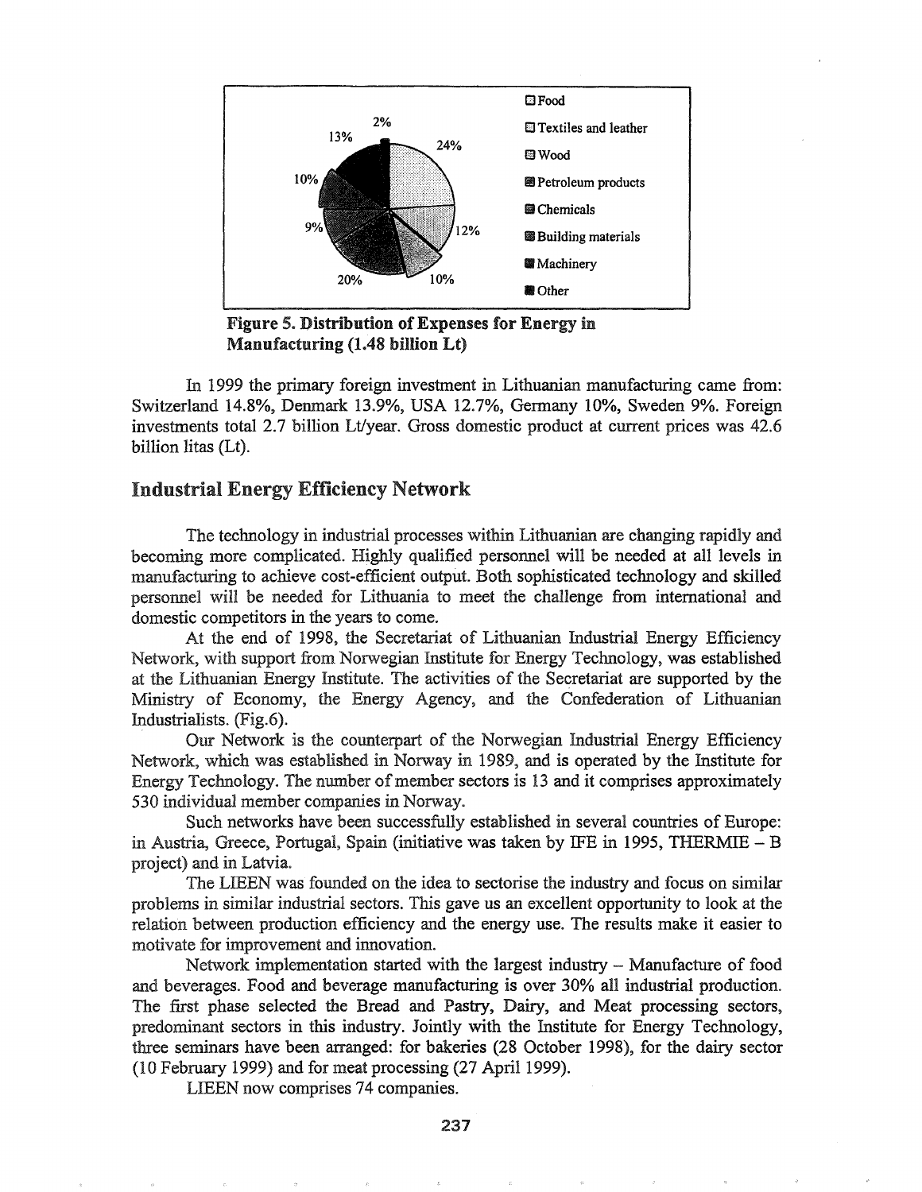Figure 5. Distribution of Expenses for Energy in Manufacturing (1.48 billion Lt)

In 1999 the primary foreign investment in Lithuanian manufacturing came from: Switzerland 14.8%, Denmark 13.9%, USA 12.7%, Germany 10%, Sweden 9%. Foreign investments total 2.7 billion Lt/year. Gross domestic product at current prices was 42.6 billion litas (Lt).

## Industrial Energy Efficiency Network

The technology in industrial processes within Lithuanian are changing rapidly and becoming more complicated. Highly qualified personnel will be needed at all levels in manufacturing to achieve cost-efficient output. Both sophisticated technology and skilled personnel will be needed for Lithuania to meet the challenge from international and domestic competitors in the years to come.

At the end of 1998, the Secretariat of Lithuanian Industrial Energy Efficiency Network, with support from Norwegian Institute for Energy Technology, was established at the Lithuanian Energy Institute. The activities of the Secretariat are supported by the Ministry of Economy, the Energy Agency, and the Confederation of Lithuanian Industrialists. (Fig.6).

Our Network is the counterpart of the Norwegian Industrial Energy Efficiency Network, which was established in Norway in 1989, and is operated by the Institute for Energy Technology. The number of member sectors is 13 and it comprises approximately 530 individual member companies in Norway.

Such networks have been successfully established in several countries of Europe: in Austria, Greece, Portugal, Spain (initiative was taken by IFE in 1995, THERMIE – B project) and in Latvia.

The LIEEN was founded on the idea to sectorise the industry and focus on similar problems in similar industrial sectors. This gave us an excellent opportunity to look at the relation between production efficiency and the energy use. The results make it easier to motivate for improvement and innovation.

Network implementation started with the largest industry – Manufacture of food and beverages. Food and beverage manufacturing is over 30% all industrial production. The first phase selected the Bread and Pastry, Dairy, and Meat processing sectors, predominant sectors in this industry. Jointly with the Institute for Energy Technology, three seminars have been arranged: for bakeries (28 October 1998), for the dairy sector (10 February 1999) and for meat processing (27 April 1999).

LIEEN now comprises 74 companies.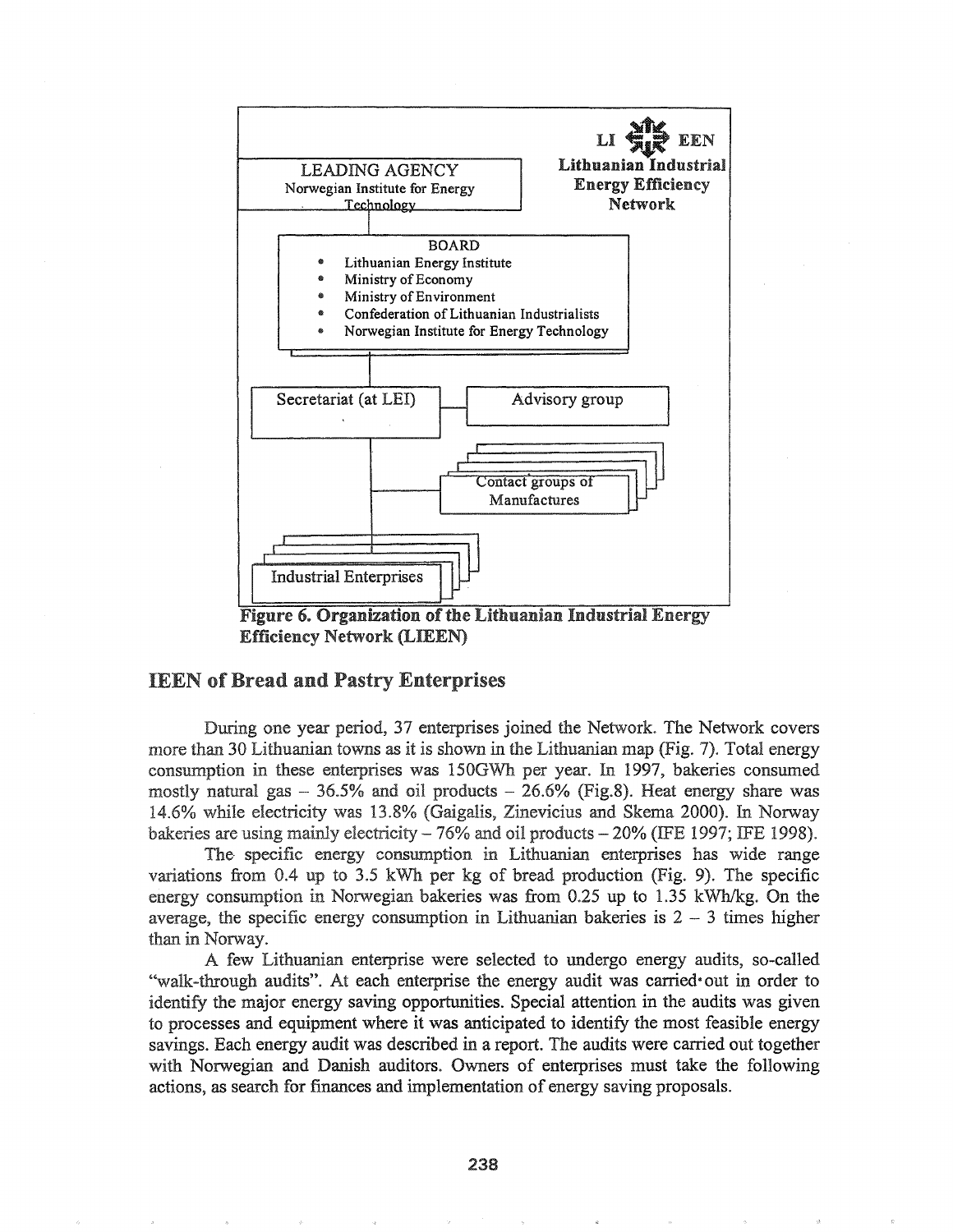LI EEN
Lithuanian Industrial Energy Efficiency Network

LEADING AGENCY
Norwegian Institute for Energy Technology

BOARD
- Lithuanian Energy Institute
- Ministry of Economy
- Ministry of Environment
- Confederation of Lithuanian Industrialists
- Norwegian Institute for Energy Technology

Secretariat (at LEI)

Advisory group

Contact groups of Manufactures

Industrial Enterprises

**Figure 6. Organization of the Lithuanian Industrial Energy Efficiency Network (LIEEN)**

## IEEN of Bread and Pastry Enterprises

During one year period, 37 enterprises joined the Network. The Network covers more than 30 Lithuanian towns as it is shown in the Lithuanian map (Fig. 7). Total energy consumption in these enterprises was 150GWh per year. In 1997, bakeries consumed mostly natural gas – 36.5% and oil products – 26.6% (Fig.8). Heat energy share was 14.6% while electricity was 13.8% (Gaigalis, Zinevicius and Skema 2000). In Norway bakeries are using mainly electricity – 76% and oil products – 20% (IFE 1997; IFE 1998).

The specific energy consumption in Lithuanian enterprises has wide range variations from 0.4 up to 3.5 kWh per kg of bread production (Fig. 9). The specific energy consumption in Norwegian bakeries was from 0.25 up to 1.35 kWh/kg. On the average, the specific energy consumption in Lithuanian bakeries is 2 – 3 times higher than in Norway.

A few Lithuanian enterprise were selected to undergo energy audits, so-called "walk-through audits". At each enterprise the energy audit was carried out in order to identify the major energy saving opportunities. Special attention in the audits was given to processes and equipment where it was anticipated to identify the most feasible energy savings. Each energy audit was described in a report. The audits were carried out together with Norwegian and Danish auditors. Owners of enterprises must take the following actions, as search for finances and implementation of energy saving proposals.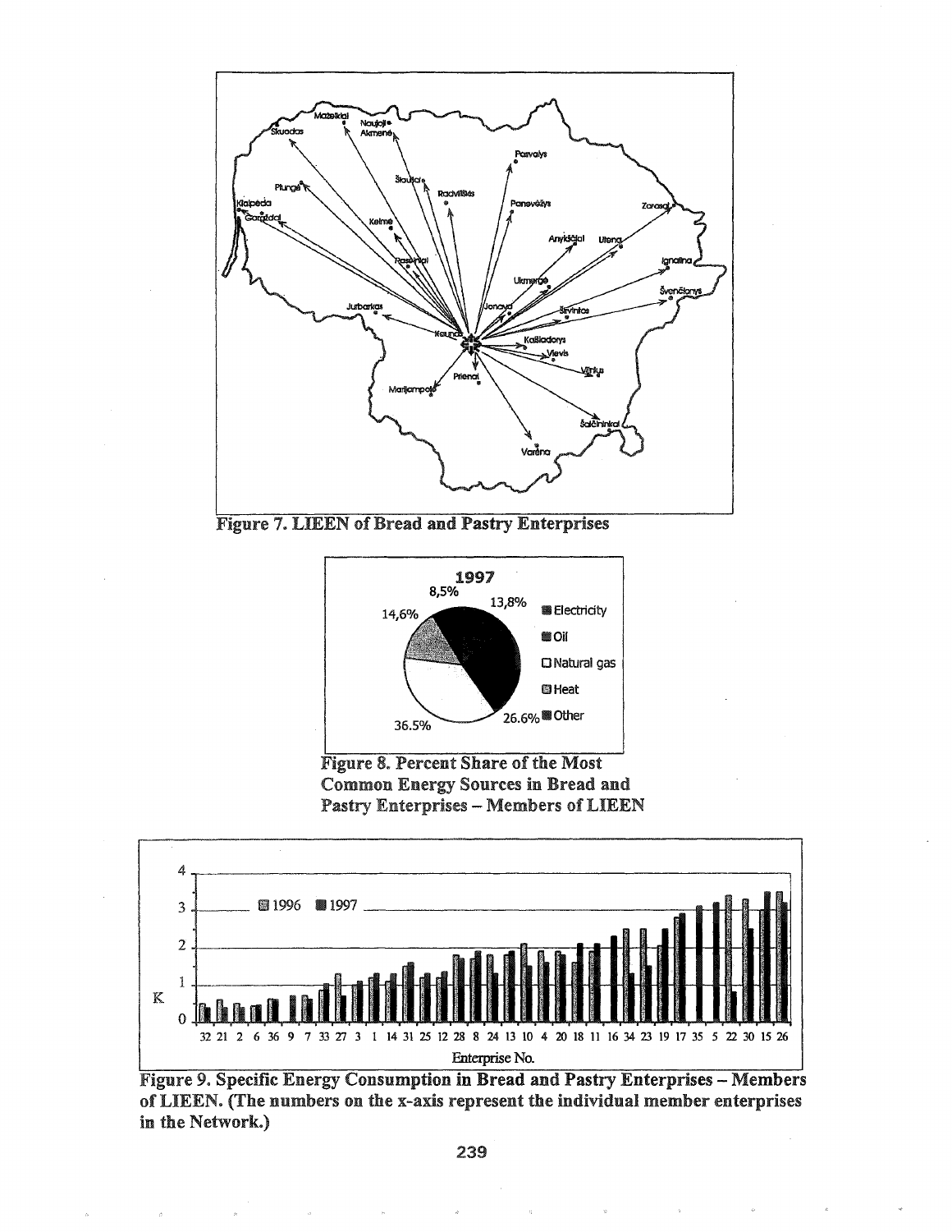Figure 7. LIEEN of Bread and Pastry Enterprises

Figure 8. Percent Share of the Most Common Energy Sources in Bread and Pastry Enterprises – Members of LIEEN

Figure 9. Specific Energy Consumption in Bread and Pastry Enterprises – Members of LIEEN. (The numbers on the x-axis represent the individual member enterprises in the Network.)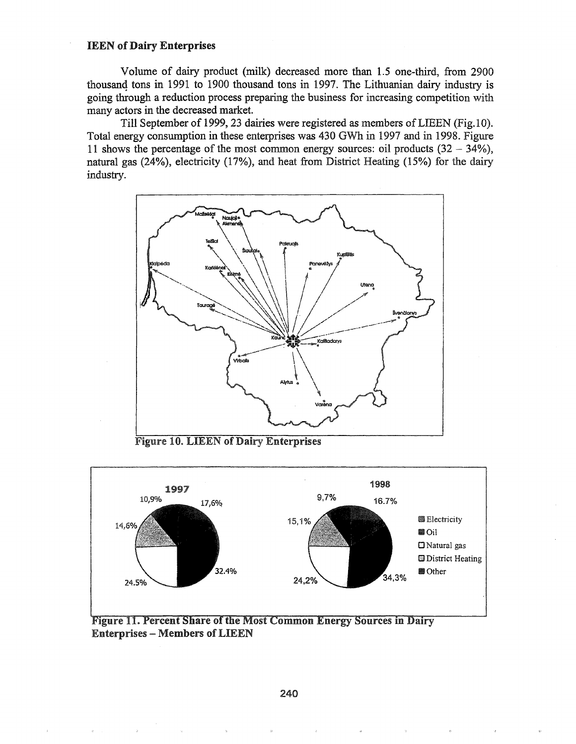### IEEN of Dairy Enterprises

Volume of dairy product (milk) decreased more than 1.5 one-third, from 2900 thousand tons in 1991 to 1900 thousand tons in 1997. The Lithuanian dairy industry is going through a reduction process preparing the business for increasing competition with many actors in the decreased market.

Till September of 1999, 23 dairies were registered as members of LIEEN (Fig.10). Total energy consumption in these enterprises was 430 GWh in 1997 and in 1998. Figure 11 shows the percentage of the most common energy sources: oil products (32 – 34%), natural gas (24%), electricity (17%), and heat from District Heating (15%) for the dairy industry.

**Figure 10. LIEEN of Dairy Enterprises**

**Figure 11. Percent Share of the Most Common Energy Sources in Dairy Enterprises – Members of LIEEN**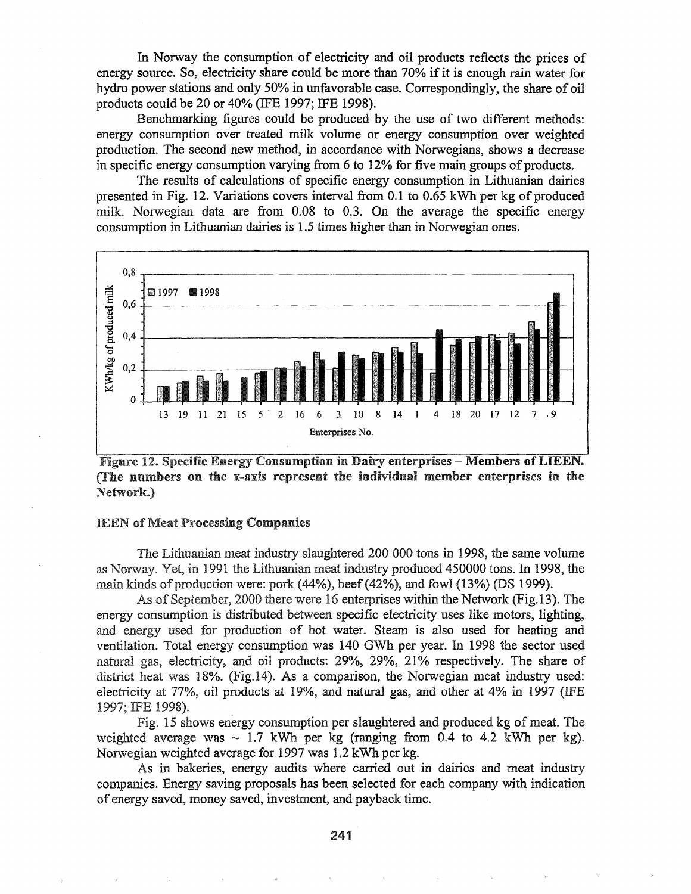In Norway the consumption of electricity and oil products reflects the prices of energy source. So, electricity share could be more than 70% if it is enough rain water for hydro power stations and only 50% in unfavorable case. Correspondingly, the share of oil products could be 20 or 40% (IFE 1997; IFE 1998).

Benchmarking figures could be produced by the use of two different methods: energy consumption over treated milk volume or energy consumption over weighted production. The second new method, in accordance with Norwegians, shows a decrease in specific energy consumption varying from 6 to 12% for five main groups of products.

The results of calculations of specific energy consumption in Lithuanian dairies presented in Fig. 12. Variations covers interval from 0.1 to 0.65 kWh per kg of produced milk. Norwegian data are from 0.08 to 0.3. On the average the specific energy consumption in Lithuanian dairies is 1.5 times higher than in Norwegian ones.

**Figure 12. Specific Energy Consumption in Dairy enterprises – Members of LIEEN. (The numbers on the x-axis represent the individual member enterprises in the Network.)**

### IEEN of Meat Processing Companies

The Lithuanian meat industry slaughtered 200 000 tons in 1998, the same volume as Norway. Yet, in 1991 the Lithuanian meat industry produced 450000 tons. In 1998, the main kinds of production were: pork (44%), beef (42%), and fowl (13%) (DS 1999).

As of September, 2000 there were 16 enterprises within the Network (Fig.13). The energy consumption is distributed between specific electricity uses like motors, lighting, and energy used for production of hot water. Steam is also used for heating and ventilation. Total energy consumption was 140 GWh per year. In 1998 the sector used natural gas, electricity, and oil products: 29%, 29%, 21% respectively. The share of district heat was 18%. (Fig.14). As a comparison, the Norwegian meat industry used: electricity at 77%, oil products at 19%, and natural gas, and other at 4% in 1997 (IFE 1997; IFE 1998).

Fig. 15 shows energy consumption per slaughtered and produced kg of meat. The weighted average was ~ 1.7 kWh per kg (ranging from 0.4 to 4.2 kWh per kg). Norwegian weighted average for 1997 was 1.2 kWh per kg.

As in bakeries, energy audits where carried out in dairies and meat industry companies. Energy saving proposals has been selected for each company with indication of energy saved, money saved, investment, and payback time.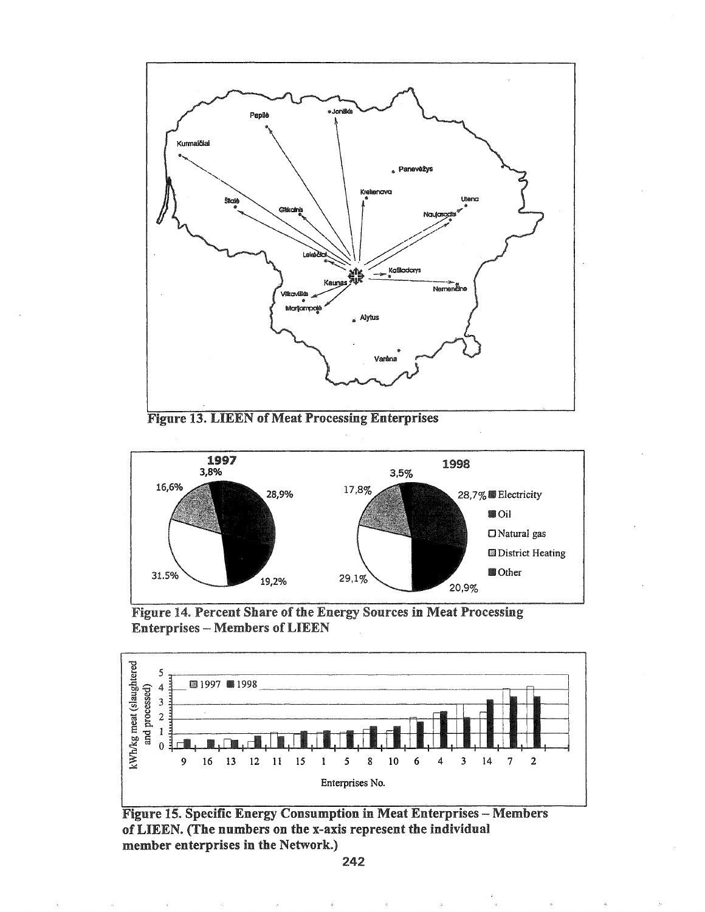Figure 13. LIEEN of Meat Processing Enterprises

Figure 14. Percent Share of the Energy Sources in Meat Processing Enterprises – Members of LIEEN

Figure 15. Specific Energy Consumption in Meat Enterprises – Members of LIEEN. (The numbers on the x-axis represent the individual member enterprises in the Network.)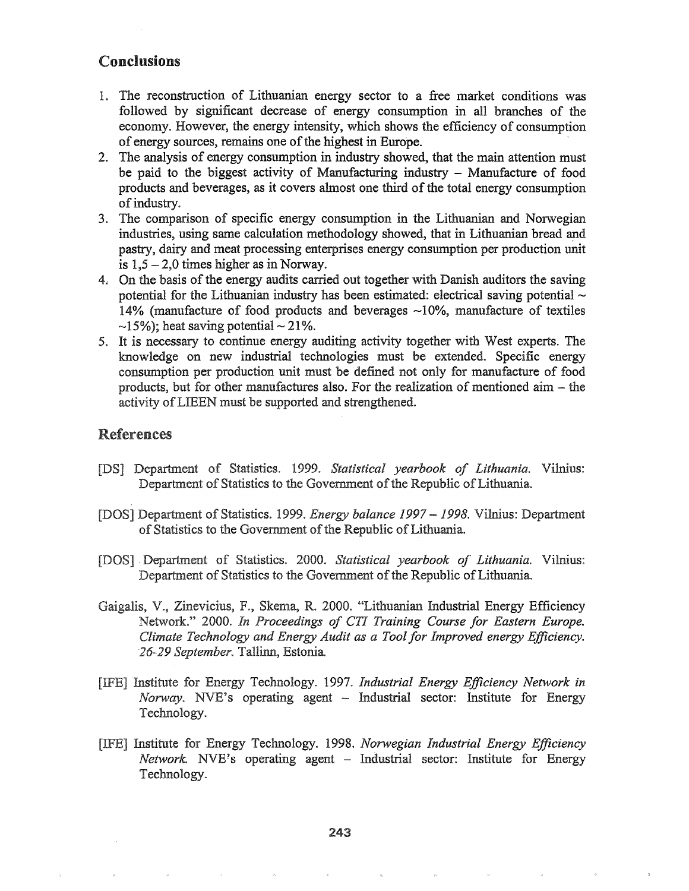## Conclusions

1. The reconstruction of Lithuanian energy sector to a free market conditions was followed by significant decrease of energy consumption in all branches of the economy. However, the energy intensity, which shows the efficiency of consumption of energy sources, remains one of the highest in Europe.
2. The analysis of energy consumption in industry showed, that the main attention must be paid to the biggest activity of Manufacturing industry – Manufacture of food products and beverages, as it covers almost one third of the total energy consumption of industry.
3. The comparison of specific energy consumption in the Lithuanian and Norwegian industries, using same calculation methodology showed, that in Lithuanian bread and pastry, dairy and meat processing enterprises energy consumption per production unit is 1,5 – 2,0 times higher as in Norway.
4. On the basis of the energy audits carried out together with Danish auditors the saving potential for the Lithuanian industry has been estimated: electrical saving potential ~ 14% (manufacture of food products and beverages ~10%, manufacture of textiles ~15%); heat saving potential ~ 21%.
5. It is necessary to continue energy auditing activity together with West experts. The knowledge on new industrial technologies must be extended. Specific energy consumption per production unit must be defined not only for manufacture of food products, but for other manufactures also. For the realization of mentioned aim – the activity of LIEEN must be supported and strengthened.

## References

[DS] Department of Statistics. 1999. *Statistical yearbook of Lithuania.* Vilnius: Department of Statistics to the Government of the Republic of Lithuania.

[DOS] Department of Statistics. 1999. *Energy balance 1997 – 1998.* Vilnius: Department of Statistics to the Government of the Republic of Lithuania.

[DOS] Department of Statistics. 2000. *Statistical yearbook of Lithuania.* Vilnius: Department of Statistics to the Government of the Republic of Lithuania.

Gaigalis, V., Zinevicius, F., Skema, R. 2000. "Lithuanian Industrial Energy Efficiency Network." 2000. *In Proceedings of CTI Training Course for Eastern Europe. Climate Technology and Energy Audit as a Tool for Improved energy Efficiency. 26-29 September.* Tallinn, Estonia.

[IFE] Institute for Energy Technology. 1997. *Industrial Energy Efficiency Network in Norway.* NVE's operating agent – Industrial sector: Institute for Energy Technology.

[IFE] Institute for Energy Technology. 1998. *Norwegian Industrial Energy Efficiency Network.* NVE's operating agent – Industrial sector: Institute for Energy Technology.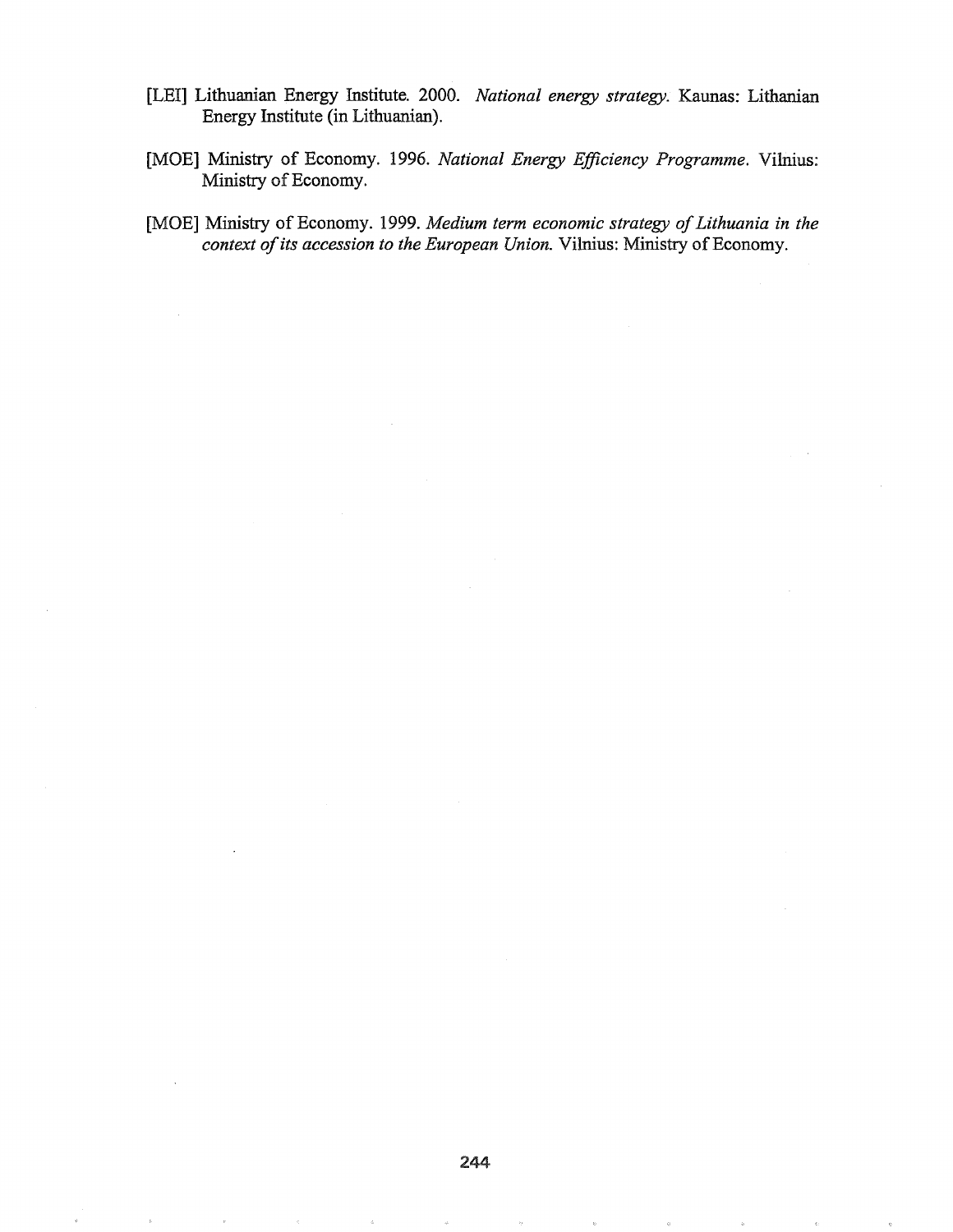[LEI] Lithuanian Energy Institute. 2000. *National energy strategy.* Kaunas: Lithanian Energy Institute (in Lithuanian).

[MOE] Ministry of Economy. 1996. *National Energy Efficiency Programme.* Vilnius: Ministry of Economy.

[MOE] Ministry of Economy. 1999. *Medium term economic strategy of Lithuania in the context of its accession to the European Union.* Vilnius: Ministry of Economy.